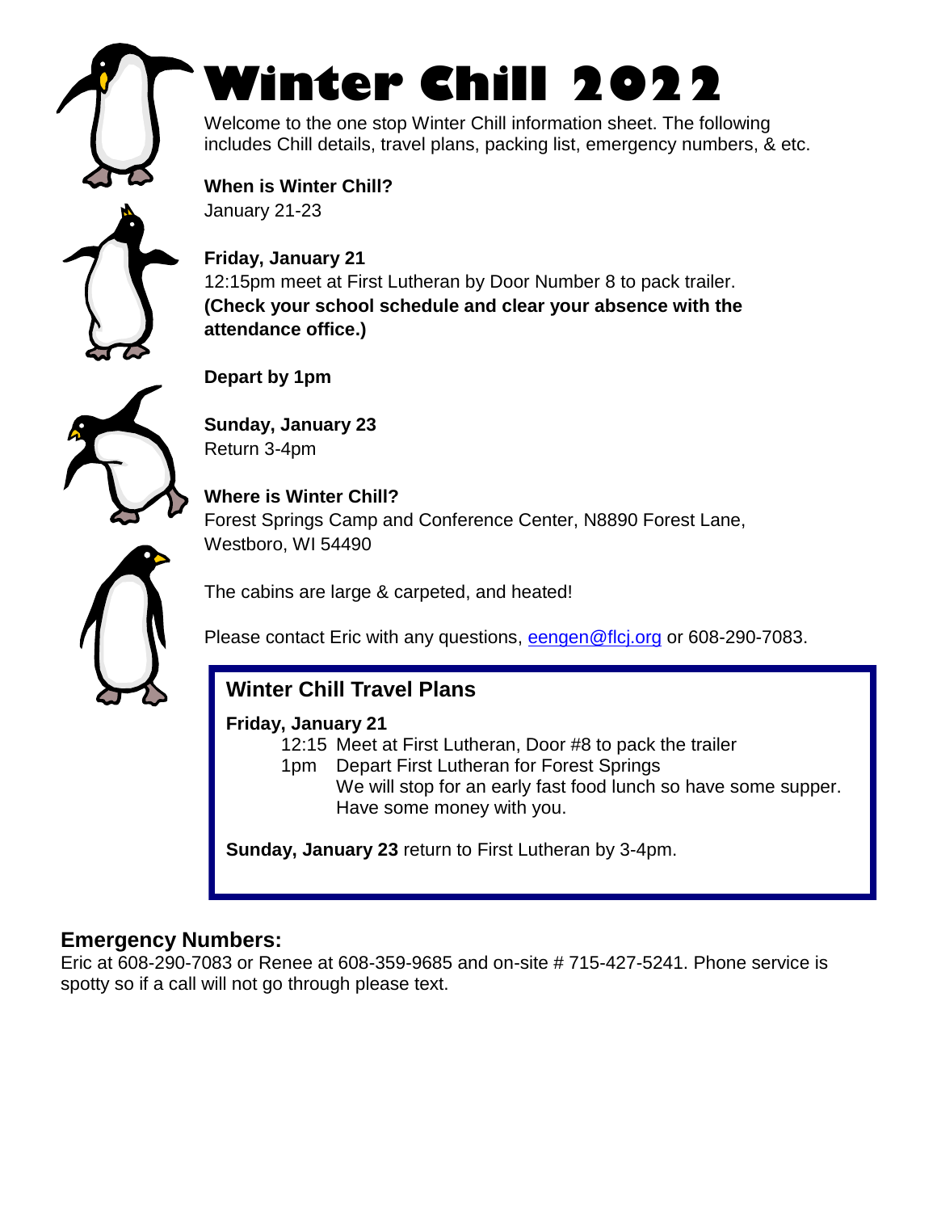# Winter Chill 2022

Welcome to the one stop Winter Chill information sheet. The following includes Chill details, travel plans, packing list, emergency numbers, & etc.

**When is Winter Chill?**
January 21-23

**Friday, January 21**
12:15pm meet at First Lutheran by Door Number 8 to pack trailer.
**(Check your school schedule and clear your absence with the attendance office.)**

**Depart by 1pm**

**Sunday, January 23**
Return 3-4pm

**Where is Winter Chill?**
Forest Springs Camp and Conference Center, N8890 Forest Lane, Westboro, WI 54490

The cabins are large & carpeted, and heated!

Please contact Eric with any questions, eengen@flcj.org or 608-290-7083.

## Winter Chill Travel Plans

**Friday, January 21**

- 12:15 Meet at First Lutheran, Door #8 to pack the trailer
- 1pm Depart First Lutheran for Forest Springs
  We will stop for an early fast food lunch so have some supper. Have some money with you.

**Sunday, January 23** return to First Lutheran by 3-4pm.

## Emergency Numbers:

Eric at 608-290-7083 or Renee at 608-359-9685 and on-site # 715-427-5241. Phone service is spotty so if a call will not go through please text.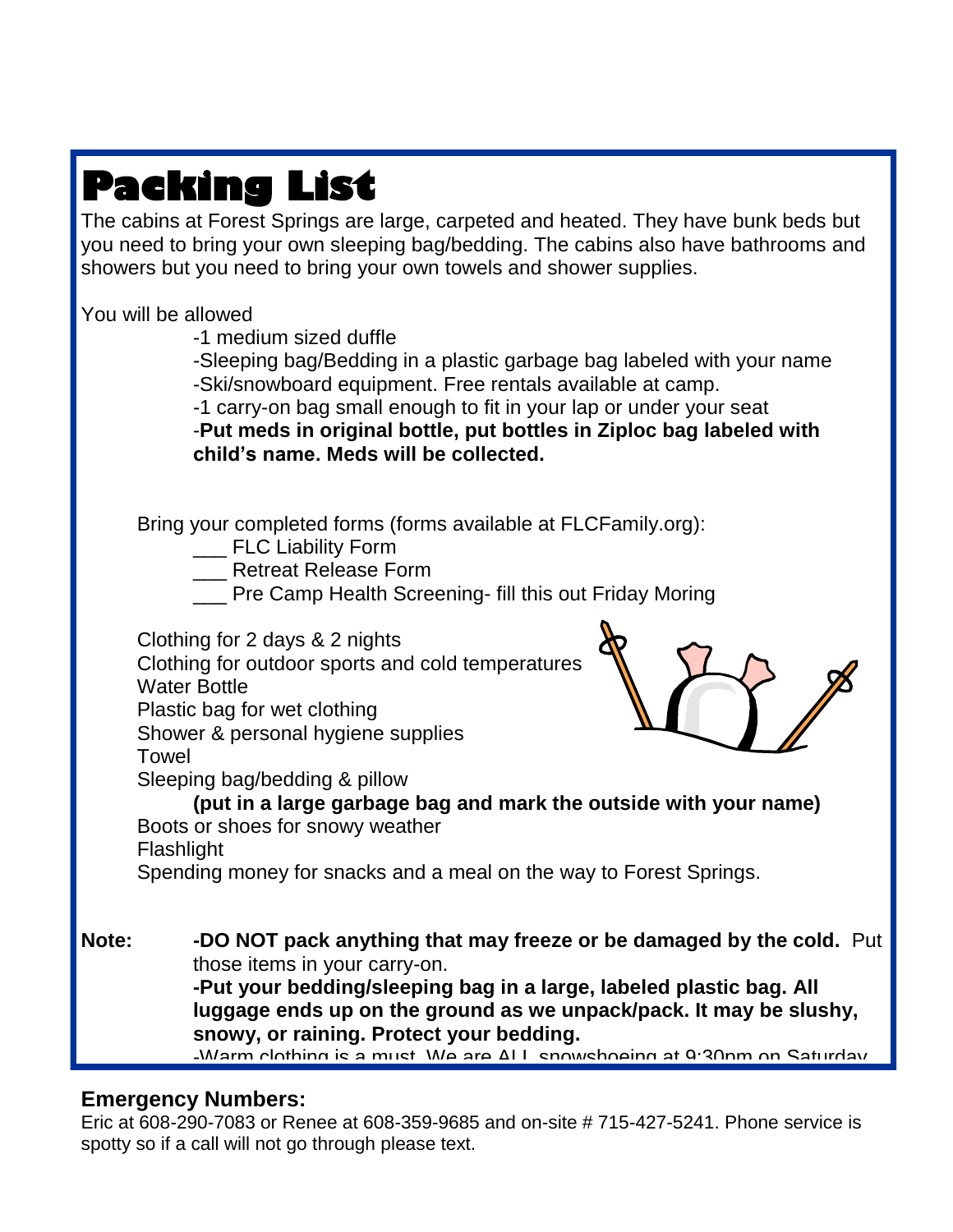# Packing List

The cabins at Forest Springs are large, carpeted and heated. They have bunk beds but you need to bring your own sleeping bag/bedding. The cabins also have bathrooms and showers but you need to bring your own towels and shower supplies.

You will be allowed

-1 medium sized duffle
-Sleeping bag/Bedding in a plastic garbage bag labeled with your name
-Ski/snowboard equipment. Free rentals available at camp.
-1 carry-on bag small enough to fit in your lap or under your seat
-**Put meds in original bottle, put bottles in Ziploc bag labeled with child's name. Meds will be collected.**

Bring your completed forms (forms available at FLCFamily.org):

___ FLC Liability Form
___ Retreat Release Form
___ Pre Camp Health Screening- fill this out Friday Moring

Clothing for 2 days & 2 nights
Clothing for outdoor sports and cold temperatures
Water Bottle
Plastic bag for wet clothing
Shower & personal hygiene supplies
Towel
Sleeping bag/bedding & pillow
**(put in a large garbage bag and mark the outside with your name)**
Boots or shoes for snowy weather
Flashlight
Spending money for snacks and a meal on the way to Forest Springs.

**Note:** **-DO NOT pack anything that may freeze or be damaged by the cold.** Put those items in your carry-on.
**-Put your bedding/sleeping bag in a large, labeled plastic bag. All luggage ends up on the ground as we unpack/pack. It may be slushy, snowy, or raining. Protect your bedding.**
-Warm clothing is a must. We are ALL snowshoeing at 9:30pm on Saturday

## Emergency Numbers:

Eric at 608-290-7083 or Renee at 608-359-9685 and on-site # 715-427-5241. Phone service is spotty so if a call will not go through please text.